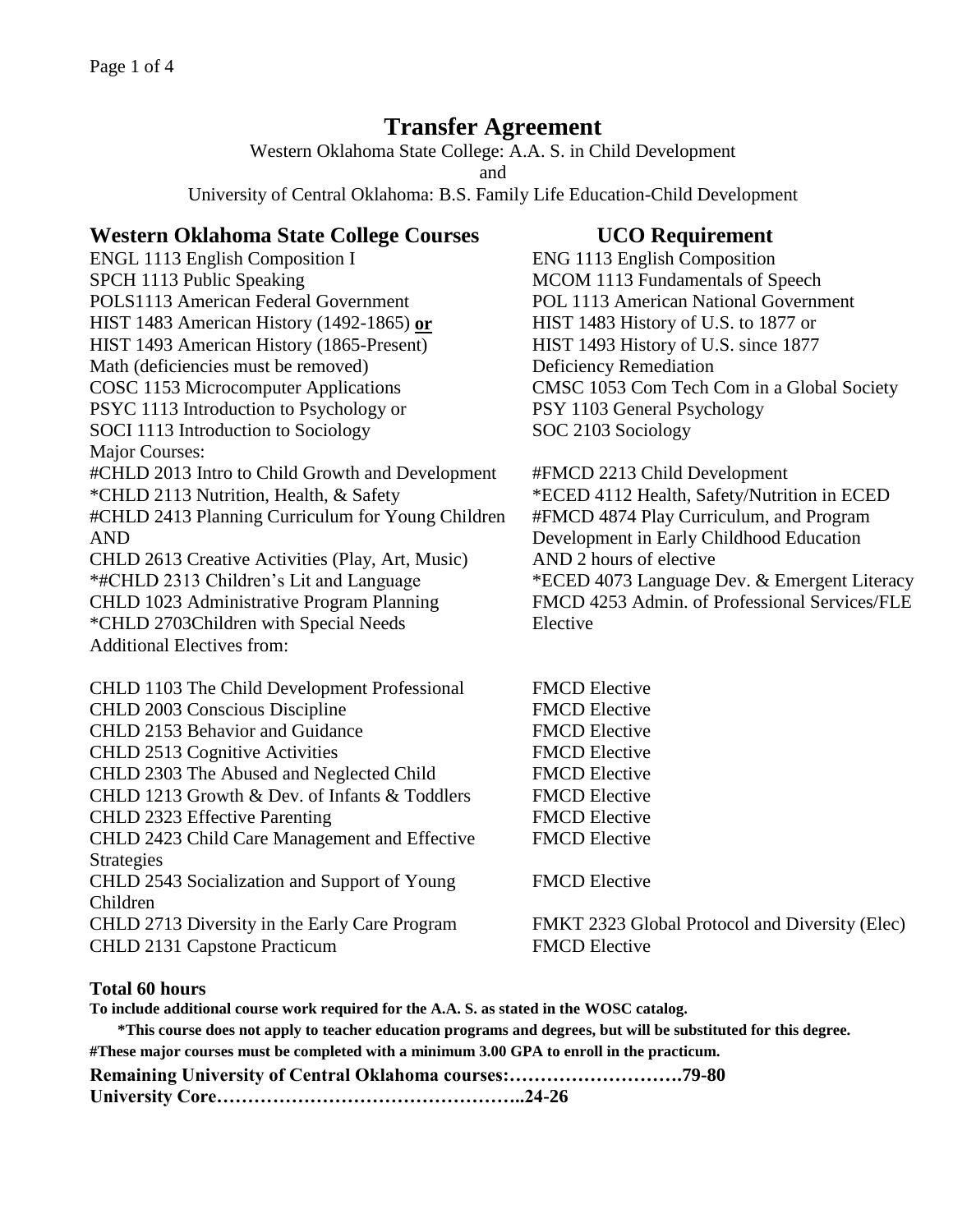# Transfer Agreement

Western Oklahoma State College: A.A. S. in Child Development

and

University of Central Oklahoma: B.S. Family Life Education-Child Development

| Western Oklahoma State College Courses | UCO Requirement |
|---|---|
| ENGL 1113 English Composition I | ENG 1113 English Composition |
| SPCH 1113 Public Speaking | MCOM 1113 Fundamentals of Speech |
| POLS1113 American Federal Government | POL 1113 American National Government |
| HIST 1483 American History (1492-1865) **or** | HIST 1483 History of U.S. to 1877 or |
| HIST 1493 American History (1865-Present) | HIST 1493 History of U.S. since 1877 |
| Math (deficiencies must be removed) | Deficiency Remediation |
| COSC 1153 Microcomputer Applications | CMSC 1053 Com Tech Com in a Global Society |
| PSYC 1113 Introduction to Psychology or | PSY 1103 General Psychology |
| SOCI 1113 Introduction to Sociology | SOC 2103 Sociology |
| Major Courses: | |
| #CHLD 2013 Intro to Child Growth and Development | #FMCD 2213 Child Development |
| *CHLD 2113 Nutrition, Health, & Safety | *ECED 4112 Health, Safety/Nutrition in ECED |
| #CHLD 2413 Planning Curriculum for Young Children AND | #FMCD 4874 Play Curriculum, and Program Development in Early Childhood Education |
| CHLD 2613 Creative Activities (Play, Art, Music) | AND 2 hours of elective |
| *#CHLD 2313 Children's Lit and Language | *ECED 4073 Language Dev. & Emergent Literacy |
| CHLD 1023 Administrative Program Planning | FMCD 4253 Admin. of Professional Services/FLE |
| *CHLD 2703Children with Special Needs | Elective |
| Additional Electives from: | |
| CHLD 1103 The Child Development Professional | FMCD Elective |
| CHLD 2003 Conscious Discipline | FMCD Elective |
| CHLD 2153 Behavior and Guidance | FMCD Elective |
| CHLD 2513 Cognitive Activities | FMCD Elective |
| CHLD 2303 The Abused and Neglected Child | FMCD Elective |
| CHLD 1213 Growth & Dev. of Infants & Toddlers | FMCD Elective |
| CHLD 2323 Effective Parenting | FMCD Elective |
| CHLD 2423 Child Care Management and Effective Strategies | FMCD Elective |
| CHLD 2543 Socialization and Support of Young Children | FMCD Elective |
| CHLD 2713 Diversity in the Early Care Program | FMKT 2323 Global Protocol and Diversity (Elec) |
| CHLD 2131 Capstone Practicum | FMCD Elective |

**Total 60 hours**

**To include additional course work required for the A.A. S. as stated in the WOSC catalog.**

**\*This course does not apply to teacher education programs and degrees, but will be substituted for this degree.**

**#These major courses must be completed with a minimum 3.00 GPA to enroll in the practicum.**

**Remaining University of Central Oklahoma courses:……………………….79-80**

**University Core…………………………………………..24-26**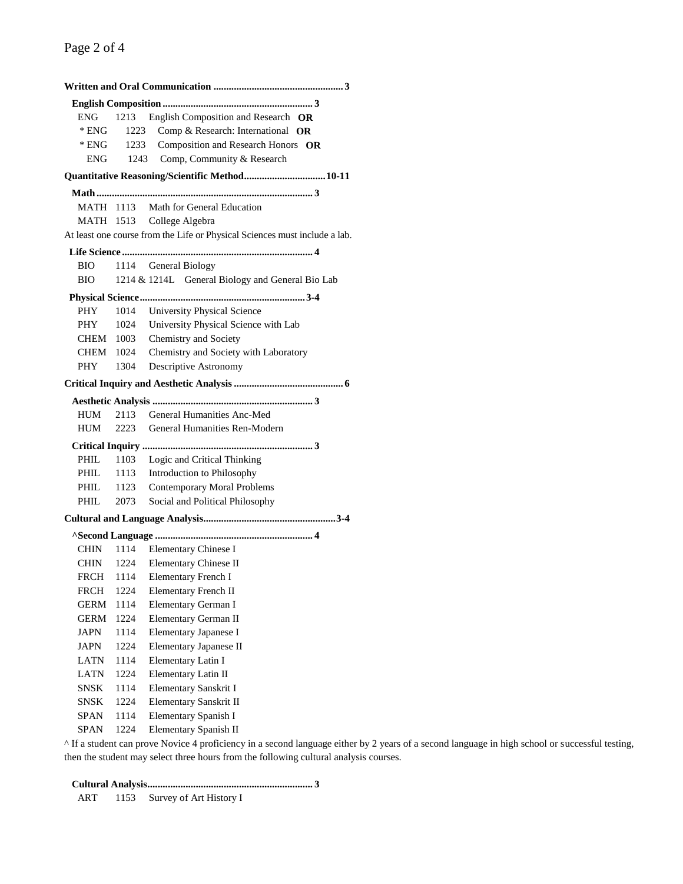**Written and Oral Communication .................................................. 3**

**English Composition .......................................................... 3**

ENG 1213 English Composition and Research **OR**
* ENG 1223 Comp & Research: International **OR**
* ENG 1233 Composition and Research Honors **OR**
ENG 1243 Comp, Community & Research

**Quantitative Reasoning/Scientific Method............................... 10-11**

**Math .................................................................................... 3**

MATH 1113 Math for General Education
MATH 1513 College Algebra

At least one course from the Life or Physical Sciences must include a lab.

**Life Science .......................................................................... 4**

BIO 1114 General Biology
BIO 1214 & 1214L General Biology and General Bio Lab

**Physical Science................................................................ 3-4**

PHY 1014 University Physical Science
PHY 1024 University Physical Science with Lab
CHEM 1003 Chemistry and Society
CHEM 1024 Chemistry and Society with Laboratory
PHY 1304 Descriptive Astronomy

**Critical Inquiry and Aesthetic Analysis .......................................... 6**

**Aesthetic Analysis .............................................................. 3**

HUM 2113 General Humanities Anc-Med
HUM 2223 General Humanities Ren-Modern

**Critical Inquiry .................................................................. 3**

PHIL 1103 Logic and Critical Thinking
PHIL 1113 Introduction to Philosophy
PHIL 1123 Contemporary Moral Problems
PHIL 2073 Social and Political Philosophy

**Cultural and Language Analysis.................................................. 3-4**

**^Second Language ............................................................. 4**

CHIN 1114 Elementary Chinese I
CHIN 1224 Elementary Chinese II
FRCH 1114 Elementary French I
FRCH 1224 Elementary French II
GERM 1114 Elementary German I
GERM 1224 Elementary German II
JAPN 1114 Elementary Japanese I
JAPN 1224 Elementary Japanese II
LATN 1114 Elementary Latin I
LATN 1224 Elementary Latin II
SNSK 1114 Elementary Sanskrit I
SNSK 1224 Elementary Sanskrit II
SPAN 1114 Elementary Spanish I
SPAN 1224 Elementary Spanish II

^ If a student can prove Novice 4 proficiency in a second language either by 2 years of a second language in high school or successful testing, then the student may select three hours from the following cultural analysis courses.

**Cultural Analysis................................................................ 3**

ART 1153 Survey of Art History I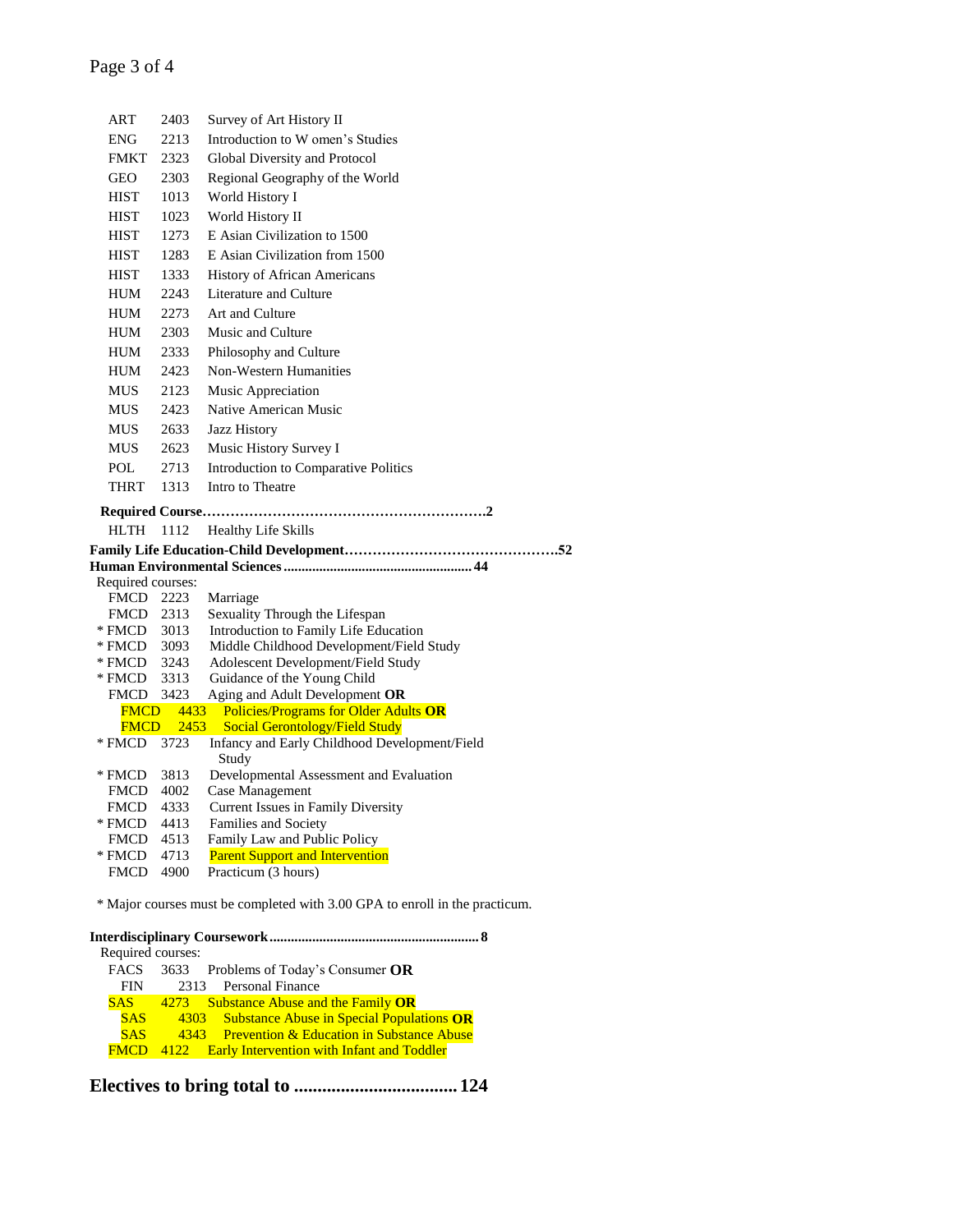| | | |
|---|---|---|
| ART | 2403 | Survey of Art History II |
| ENG | 2213 | Introduction to W omen's Studies |
| FMKT | 2323 | Global Diversity and Protocol |
| GEO | 2303 | Regional Geography of the World |
| HIST | 1013 | World History I |
| HIST | 1023 | World History II |
| HIST | 1273 | E Asian Civilization to 1500 |
| HIST | 1283 | E Asian Civilization from 1500 |
| HIST | 1333 | History of African Americans |
| HUM | 2243 | Literature and Culture |
| HUM | 2273 | Art and Culture |
| HUM | 2303 | Music and Culture |
| HUM | 2333 | Philosophy and Culture |
| HUM | 2423 | Non-Western Humanities |
| MUS | 2123 | Music Appreciation |
| MUS | 2423 | Native American Music |
| MUS | 2633 | Jazz History |
| MUS | 2623 | Music History Survey I |
| POL | 2713 | Introduction to Comparative Politics |
| THRT | 1313 | Intro to Theatre |

**Required Course……………………………………………………2**

HLTH 1112 Healthy Life Skills

**Family Life Education-Child Development………………………………………52**

**Human Environmental Sciences ................................................... 44**

Required courses:

| | | |
|---|---|---|
| FMCD | 2223 | Marriage |
| FMCD | 2313 | Sexuality Through the Lifespan |
| * FMCD | 3013 | Introduction to Family Life Education |
| * FMCD | 3093 | Middle Childhood Development/Field Study |
| * FMCD | 3243 | Adolescent Development/Field Study |
| * FMCD | 3313 | Guidance of the Young Child |
| FMCD | 3423 | Aging and Adult Development **OR** |
| FMCD | 4433 | Policies/Programs for Older Adults **OR** |
| FMCD | 2453 | Social Gerontology/Field Study |
| * FMCD | 3723 | Infancy and Early Childhood Development/Field Study |
| * FMCD | 3813 | Developmental Assessment and Evaluation |
| FMCD | 4002 | Case Management |
| FMCD | 4333 | Current Issues in Family Diversity |
| * FMCD | 4413 | Families and Society |
| FMCD | 4513 | Family Law and Public Policy |
| * FMCD | 4713 | Parent Support and Intervention |
| FMCD | 4900 | Practicum (3 hours) |

* Major courses must be completed with 3.00 GPA to enroll in the practicum.

**Interdisciplinary Coursework......................................................... 8**

Required courses:

| | | |
|---|---|---|
| FACS | 3633 | Problems of Today's Consumer **OR** |
| FIN | 2313 | Personal Finance |
| SAS | 4273 | Substance Abuse and the Family **OR** |
| SAS | 4303 | Substance Abuse in Special Populations **OR** |
| SAS | 4343 | Prevention & Education in Substance Abuse |
| FMCD | 4122 | Early Intervention with Infant and Toddler |

## Electives to bring total to .................................. 124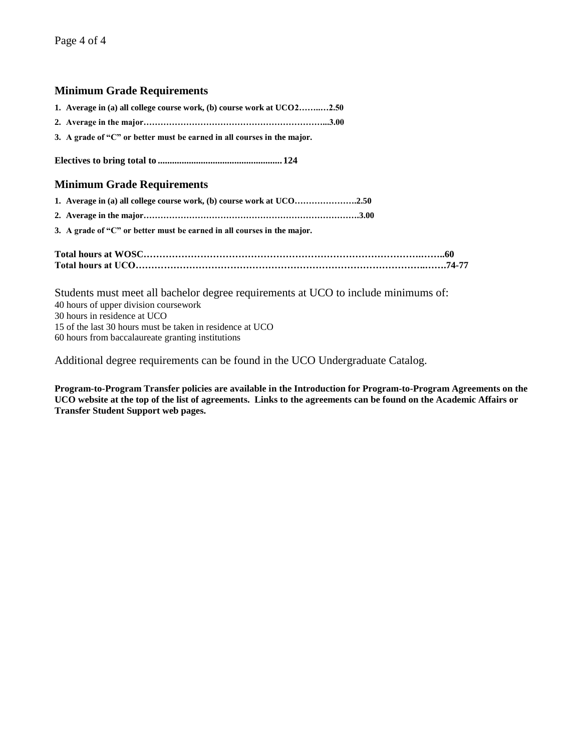## Minimum Grade Requirements

**1. Average in (a) all college course work, (b) course work at UCO2……..…2.50**

**2. Average in the major…………………………………………………………...3.00**

**3. A grade of "C" or better must be earned in all courses in the major.**

**Electives to bring total to ................................................... 124**

## Minimum Grade Requirements

**1. Average in (a) all college course work, (b) course work at UCO………………….2.50**

**2. Average in the major………………………………………………………………….3.00**

**3. A grade of "C" or better must be earned in all courses in the major.**

**Total hours at WOSC………………………………………………………………………….……..60**
**Total hours at UCO…………………………………………………………………………..…….74-77**

Students must meet all bachelor degree requirements at UCO to include minimums of:
40 hours of upper division coursework
30 hours in residence at UCO
15 of the last 30 hours must be taken in residence at UCO
60 hours from baccalaureate granting institutions

Additional degree requirements can be found in the UCO Undergraduate Catalog.

**Program-to-Program Transfer policies are available in the Introduction for Program-to-Program Agreements on the UCO website at the top of the list of agreements. Links to the agreements can be found on the Academic Affairs or Transfer Student Support web pages.**